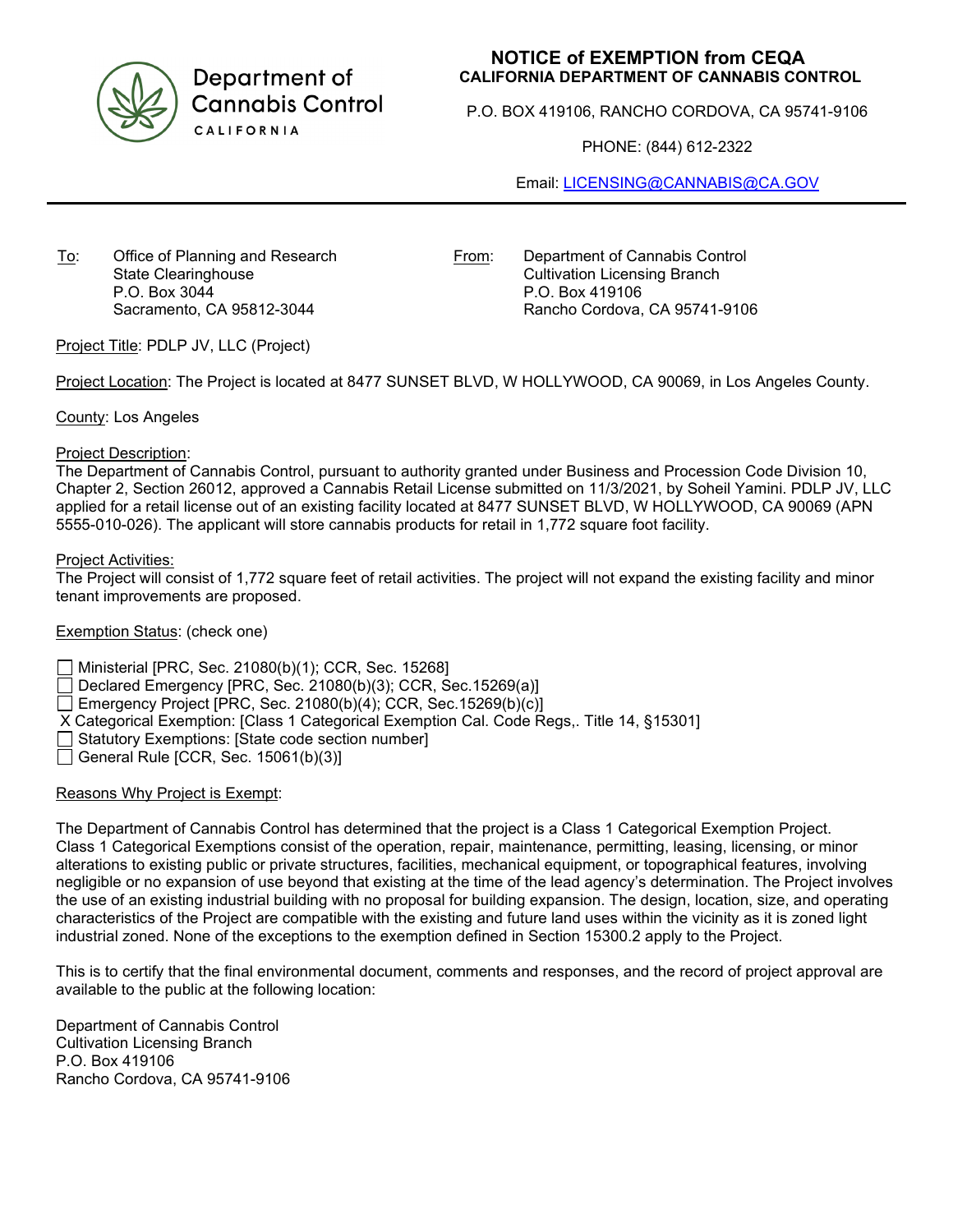Department of Cannabis Control
CALIFORNIA

# NOTICE of EXEMPTION from CEQA

**CALIFORNIA DEPARTMENT OF CANNABIS CONTROL**

P.O. BOX 419106, RANCHO CORDOVA, CA 95741-9106

PHONE: (844) 612-2322

Email: LICENSING@CANNABIS@CA.GOV

---

To: Office of Planning and Research
State Clearinghouse
P.O. Box 3044
Sacramento, CA 95812-3044

From: Department of Cannabis Control
Cultivation Licensing Branch
P.O. Box 419106
Rancho Cordova, CA 95741-9106

Project Title: PDLP JV, LLC (Project)

Project Location: The Project is located at 8477 SUNSET BLVD, W HOLLYWOOD, CA 90069, in Los Angeles County.

County: Los Angeles

Project Description:
The Department of Cannabis Control, pursuant to authority granted under Business and Procession Code Division 10, Chapter 2, Section 26012, approved a Cannabis Retail License submitted on 11/3/2021, by Soheil Yamini. PDLP JV, LLC applied for a retail license out of an existing facility located at 8477 SUNSET BLVD, W HOLLYWOOD, CA 90069 (APN 5555-010-026). The applicant will store cannabis products for retail in 1,772 square foot facility.

Project Activities:
The Project will consist of 1,772 square feet of retail activities. The project will not expand the existing facility and minor tenant improvements are proposed.

Exemption Status: (check one)

- ☐ Ministerial [PRC, Sec. 21080(b)(1); CCR, Sec. 15268]
- ☐ Declared Emergency [PRC, Sec. 21080(b)(3); CCR, Sec.15269(a)]
- ☐ Emergency Project [PRC, Sec. 21080(b)(4); CCR, Sec.15269(b)(c)]
- X Categorical Exemption: [Class 1 Categorical Exemption Cal. Code Regs,. Title 14, §15301]
- ☐ Statutory Exemptions: [State code section number]
- ☐ General Rule [CCR, Sec. 15061(b)(3)]

Reasons Why Project is Exempt:

The Department of Cannabis Control has determined that the project is a Class 1 Categorical Exemption Project. Class 1 Categorical Exemptions consist of the operation, repair, maintenance, permitting, leasing, licensing, or minor alterations to existing public or private structures, facilities, mechanical equipment, or topographical features, involving negligible or no expansion of use beyond that existing at the time of the lead agency's determination. The Project involves the use of an existing industrial building with no proposal for building expansion. The design, location, size, and operating characteristics of the Project are compatible with the existing and future land uses within the vicinity as it is zoned light industrial zoned. None of the exceptions to the exemption defined in Section 15300.2 apply to the Project.

This is to certify that the final environmental document, comments and responses, and the record of project approval are available to the public at the following location:

Department of Cannabis Control
Cultivation Licensing Branch
P.O. Box 419106
Rancho Cordova, CA 95741-9106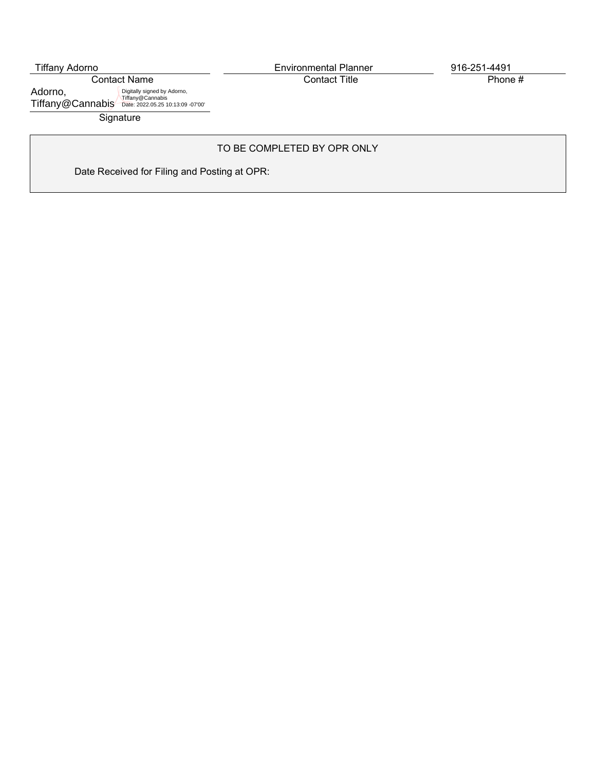| Tiffany Adorno | Environmental Planner | 916-251-4491 |
| --- | --- | --- |
| Contact Name | Contact Title | Phone # |

Adorno, Tiffany@Cannabis Digitally signed by Adorno, Tiffany@Cannabis Date: 2022.05.25 10:13:09 -07'00'

Signature

TO BE COMPLETED BY OPR ONLY

Date Received for Filing and Posting at OPR: